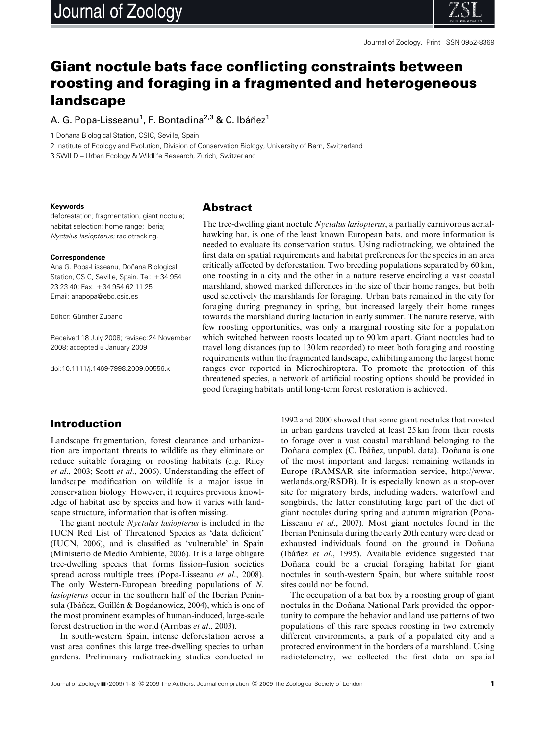# Giant noctule bats face conflicting constraints between roosting and foraging in a fragmented and heterogeneous landscape

A. G. Popa-Lisseanu[1], F. Bontadina[2,3] & C. Ibáñez[1]

1 Doñana Biological Station, CSIC, Seville, Spain

2 Institute of Ecology and Evolution, Division of Conservation Biology, University of Bern, Switzerland

3 SWILD – Urban Ecology & Wildlife Research, Zurich, Switzerland

**Keywords**

deforestation; fragmentation; giant noctule; habitat selection; home range; Iberia; *Nyctalus lasiopterus*; radiotracking.

**Correspondence**

Ana G. Popa-Lisseanu, Doñana Biological Station, CSIC, Seville, Spain. Tel: +34 954 23 23 40; Fax: +34 954 62 11 25

Email: anapopa@ebd.csic.es

Editor: Günther Zupanc

Received 18 July 2008; revised:24 November 2008; accepted 5 January 2009

doi:10.1111/j.1469-7998.2009.00556.x

## Abstract

The tree-dwelling giant noctule *Nyctalus lasiopterus*, a partially carnivorous aerial-hawking bat, is one of the least known European bats, and more information is needed to evaluate its conservation status. Using radiotracking, we obtained the first data on spatial requirements and habitat preferences for the species in an area critically affected by deforestation. Two breeding populations separated by 60 km, one roosting in a city and the other in a nature reserve encircling a vast coastal marshland, showed marked differences in the size of their home ranges, but both used selectively the marshlands for foraging. Urban bats remained in the city for foraging during pregnancy in spring, but increased largely their home ranges towards the marshland during lactation in early summer. The nature reserve, with few roosting opportunities, was only a marginal roosting site for a population which switched between roosts located up to 90 km apart. Giant noctules had to travel long distances (up to 130 km recorded) to meet both foraging and roosting requirements within the fragmented landscape, exhibiting among the largest home ranges ever reported in Microchiroptera. To promote the protection of this threatened species, a network of artificial roosting options should be provided in good foraging habitats until long-term forest restoration is achieved.

## Introduction

Landscape fragmentation, forest clearance and urbanization are important threats to wildlife as they eliminate or reduce suitable foraging or roosting habitats (e.g. Riley *et al*., 2003; Scott *et al*., 2006). Understanding the effect of landscape modification on wildlife is a major issue in conservation biology. However, it requires previous knowledge of habitat use by species and how it varies with landscape structure, information that is often missing.

The giant noctule *Nyctalus lasiopterus* is included in the IUCN Red List of Threatened Species as 'data deficient' (IUCN, 2006), and is classified as 'vulnerable' in Spain (Ministerio de Medio Ambiente, 2006). It is a large obligate tree-dwelling species that forms fission–fusion societies spread across multiple trees (Popa-Lisseanu *et al*., 2008). The only Western-European breeding populations of *N. lasiopterus* occur in the southern half of the Iberian Peninsula (Ibáñez, Guillén & Bogdanowicz, 2004), which is one of the most prominent examples of human-induced, large-scale forest destruction in the world (Arribas *et al*., 2003).

In south-western Spain, intense deforestation across a vast area confines this large tree-dwelling species to urban gardens. Preliminary radiotracking studies conducted in 1992 and 2000 showed that some giant noctules that roosted in urban gardens traveled at least 25 km from their roosts to forage over a vast coastal marshland belonging to the Doñana complex (C. Ibáñez, unpubl. data). Doñana is one of the most important and largest remaining wetlands in Europe (RAMSAR site information service, http://www.wetlands.org/RSDB). It is especially known as a stop-over site for migratory birds, including waders, waterfowl and songbirds, the latter constituting large part of the diet of giant noctules during spring and autumn migration (Popa-Lisseanu *et al*., 2007). Most giant noctules found in the Iberian Peninsula during the early 20th century were dead or exhausted individuals found on the ground in Doñana (Ibáñez *et al*., 1995). Available evidence suggested that Doñana could be a crucial foraging habitat for giant noctules in south-western Spain, but where suitable roost sites could not be found.

The occupation of a bat box by a roosting group of giant noctules in the Doñana National Park provided the opportunity to compare the behavior and land use patterns of two populations of this rare species roosting in two extremely different environments, a park of a populated city and a protected environment in the borders of a marshland. Using radiotelemetry, we collected the first data on spatial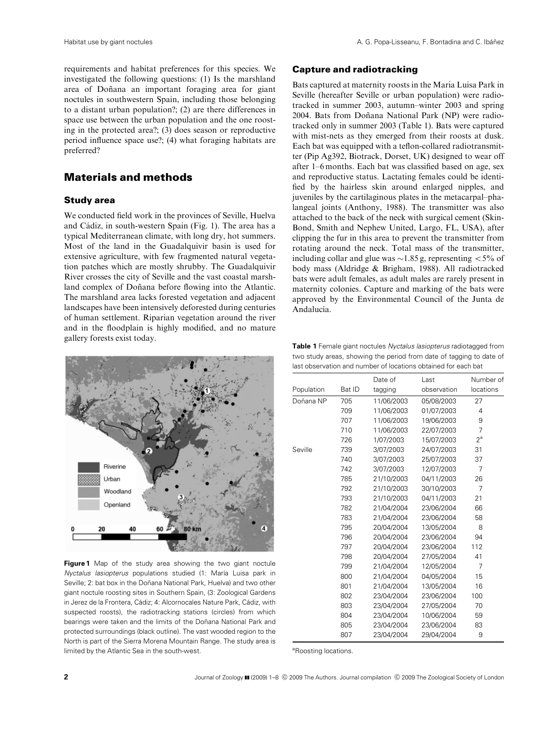requirements and habitat preferences for this species. We investigated the following questions: (1) Is the marshland area of Doñana an important foraging area for giant noctules in southwestern Spain, including those belonging to a distant urban population?; (2) are there differences in space use between the urban population and the one roosting in the protected area?; (3) does season or reproductive period influence space use?; (4) what foraging habitats are preferred?

## Materials and methods

### Study area

We conducted field work in the provinces of Seville, Huelva and Cádiz, in south-western Spain (Fig. 1). The area has a typical Mediterranean climate, with long dry, hot summers. Most of the land in the Guadalquivir basin is used for extensive agriculture, with few fragmented natural vegetation patches which are mostly shrubby. The Guadalquivir River crosses the city of Seville and the vast coastal marshland complex of Doñana before flowing into the Atlantic. The marshland area lacks forested vegetation and adjacent landscapes have been intensively deforested during centuries of human settlement. Riparian vegetation around the river and in the floodplain is highly modified, and no mature gallery forests exist today.

**Figure 1** Map of the study area showing the two giant noctule *Nyctalus lasiopterus* populations studied (1: María Luisa park in Seville; 2: bat box in the Doñana National Park, Huelva) and two other giant noctule roosting sites in Southern Spain, (3: Zoological Gardens in Jerez de la Frontera, Cádiz; 4: Alcornocales Nature Park, Cádiz, with suspected roosts), the radiotracking stations (circles) from which bearings were taken and the limits of the Doñana National Park and protected surroundings (black outline). The vast wooded region to the North is part of the Sierra Morena Mountain Range. The study area is limited by the Atlantic Sea in the south-west.

### Capture and radiotracking

Bats captured at maternity roosts in the María Luisa Park in Seville (hereafter Seville or urban population) were radiotracked in summer 2003, autumn–winter 2003 and spring 2004. Bats from Doñana National Park (NP) were radiotracked only in summer 2003 (Table 1). Bats were captured with mist-nets as they emerged from their roosts at dusk. Each bat was equipped with a teflon-collared radiotransmitter (Pip Ag392, Biotrack, Dorset, UK) designed to wear off after 1–6 months. Each bat was classified based on age, sex and reproductive status. Lactating females could be identified by the hairless skin around enlarged nipples, and juveniles by the cartilaginous plates in the metacarpal–phalangeal joints (Anthony, 1988). The transmitter was also attached to the back of the neck with surgical cement (Skin-Bond, Smith and Nephew United, Largo, FL, USA), after clipping the fur in this area to prevent the transmitter from rotating around the neck. Total mass of the transmitter, including collar and glue was ~1.85 g, representing <5% of body mass (Aldridge & Brigham, 1988). All radiotracked bats were adult females, as adult males are rarely present in maternity colonies. Capture and marking of the bats were approved by the Environmental Council of the Junta de Andalucía.

**Table 1** Female giant noctules *Nyctalus lasiopterus* radiotagged from two study areas, showing the period from date of tagging to date of last observation and number of locations obtained for each bat

| Population | Bat ID | Date of tagging | Last observation | Number of locations |
|---|---|---|---|---|
| Doñana NP | 705 | 11/06/2003 | 05/08/2003 | 27 |
| | 709 | 11/06/2003 | 01/07/2003 | 4 |
| | 707 | 11/06/2003 | 19/06/2003 | 9 |
| | 710 | 11/06/2003 | 22/07/2003 | 7 |
| | 726 | 1/07/2003 | 15/07/2003 | 2[a] |
| Seville | 739 | 3/07/2003 | 24/07/2003 | 31 |
| | 740 | 3/07/2003 | 25/07/2003 | 37 |
| | 742 | 3/07/2003 | 12/07/2003 | 7 |
| | 785 | 21/10/2003 | 04/11/2003 | 26 |
| | 792 | 21/10/2003 | 30/10/2003 | 7 |
| | 793 | 21/10/2003 | 04/11/2003 | 21 |
| | 782 | 21/04/2004 | 23/06/2004 | 66 |
| | 783 | 21/04/2004 | 23/06/2004 | 58 |
| | 795 | 20/04/2004 | 13/05/2004 | 8 |
| | 796 | 20/04/2004 | 23/06/2004 | 94 |
| | 797 | 20/04/2004 | 23/06/2004 | 112 |
| | 798 | 20/04/2004 | 27/05/2004 | 41 |
| | 799 | 21/04/2004 | 12/05/2004 | 7 |
| | 800 | 21/04/2004 | 04/05/2004 | 15 |
| | 801 | 21/04/2004 | 13/05/2004 | 16 |
| | 802 | 23/04/2004 | 23/06/2004 | 100 |
| | 803 | 23/04/2004 | 27/05/2004 | 70 |
| | 804 | 23/04/2004 | 10/06/2004 | 59 |
| | 805 | 23/04/2004 | 23/06/2004 | 83 |
| | 807 | 23/04/2004 | 29/04/2004 | 9 |

[a]Roosting locations.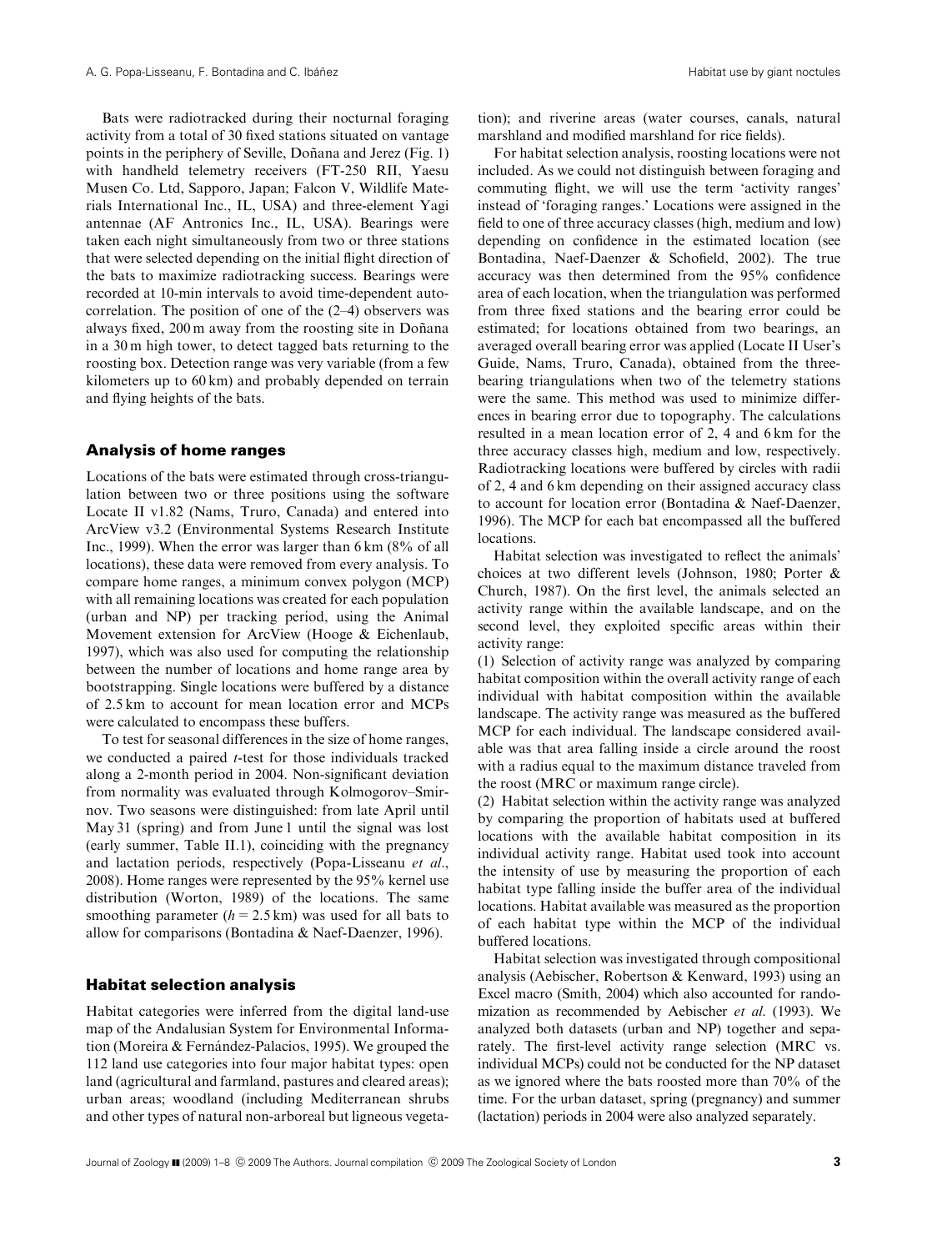Bats were radiotracked during their nocturnal foraging activity from a total of 30 fixed stations situated on vantage points in the periphery of Seville, Doñana and Jerez (Fig. 1) with handheld telemetry receivers (FT-250 RII, Yaesu Musen Co. Ltd, Sapporo, Japan; Falcon V, Wildlife Materials International Inc., IL, USA) and three-element Yagi antennae (AF Antronics Inc., IL, USA). Bearings were taken each night simultaneously from two or three stations that were selected depending on the initial flight direction of the bats to maximize radiotracking success. Bearings were recorded at 10-min intervals to avoid time-dependent autocorrelation. The position of one of the (2–4) observers was always fixed, 200 m away from the roosting site in Doñana in a 30 m high tower, to detect tagged bats returning to the roosting box. Detection range was very variable (from a few kilometers up to 60 km) and probably depended on terrain and flying heights of the bats.

## Analysis of home ranges

Locations of the bats were estimated through cross-triangulation between two or three positions using the software Locate II v1.82 (Nams, Truro, Canada) and entered into ArcView v3.2 (Environmental Systems Research Institute Inc., 1999). When the error was larger than 6 km (8% of all locations), these data were removed from every analysis. To compare home ranges, a minimum convex polygon (MCP) with all remaining locations was created for each population (urban and NP) per tracking period, using the Animal Movement extension for ArcView (Hooge & Eichenlaub, 1997), which was also used for computing the relationship between the number of locations and home range area by bootstrapping. Single locations were buffered by a distance of 2.5 km to account for mean location error and MCPs were calculated to encompass these buffers.

To test for seasonal differences in the size of home ranges, we conducted a paired *t*-test for those individuals tracked along a 2-month period in 2004. Non-significant deviation from normality was evaluated through Kolmogorov–Smirnov. Two seasons were distinguished: from late April until May 31 (spring) and from June 1 until the signal was lost (early summer, Table II.1), coinciding with the pregnancy and lactation periods, respectively (Popa-Lisseanu *et al*., 2008). Home ranges were represented by the 95% kernel use distribution (Worton, 1989) of the locations. The same smoothing parameter ($h = 2.5$ km) was used for all bats to allow for comparisons (Bontadina & Naef-Daenzer, 1996).

## Habitat selection analysis

Habitat categories were inferred from the digital land-use map of the Andalusian System for Environmental Information (Moreira & Fernández-Palacios, 1995). We grouped the 112 land use categories into four major habitat types: open land (agricultural and farmland, pastures and cleared areas); urban areas; woodland (including Mediterranean shrubs and other types of natural non-arboreal but ligneous vegetation); and riverine areas (water courses, canals, natural marshland and modified marshland for rice fields).

For habitat selection analysis, roosting locations were not included. As we could not distinguish between foraging and commuting flight, we will use the term 'activity ranges' instead of 'foraging ranges.' Locations were assigned in the field to one of three accuracy classes (high, medium and low) depending on confidence in the estimated location (see Bontadina, Naef-Daenzer & Schofield, 2002). The true accuracy was then determined from the 95% confidence area of each location, when the triangulation was performed from three fixed stations and the bearing error could be estimated; for locations obtained from two bearings, an averaged overall bearing error was applied (Locate II User's Guide, Nams, Truro, Canada), obtained from the three-bearing triangulations when two of the telemetry stations were the same. This method was used to minimize differences in bearing error due to topography. The calculations resulted in a mean location error of 2, 4 and 6 km for the three accuracy classes high, medium and low, respectively. Radiotracking locations were buffered by circles with radii of 2, 4 and 6 km depending on their assigned accuracy class to account for location error (Bontadina & Naef-Daenzer, 1996). The MCP for each bat encompassed all the buffered locations.

Habitat selection was investigated to reflect the animals' choices at two different levels (Johnson, 1980; Porter & Church, 1987). On the first level, the animals selected an activity range within the available landscape, and on the second level, they exploited specific areas within their activity range:

(1) Selection of activity range was analyzed by comparing habitat composition within the overall activity range of each individual with habitat composition within the available landscape. The activity range was measured as the buffered MCP for each individual. The landscape considered available was that area falling inside a circle around the roost with a radius equal to the maximum distance traveled from the roost (MRC or maximum range circle).

(2) Habitat selection within the activity range was analyzed by comparing the proportion of habitats used at buffered locations with the available habitat composition in its individual activity range. Habitat used took into account the intensity of use by measuring the proportion of each habitat type falling inside the buffer area of the individual locations. Habitat available was measured as the proportion of each habitat type within the MCP of the individual buffered locations.

Habitat selection was investigated through compositional analysis (Aebischer, Robertson & Kenward, 1993) using an Excel macro (Smith, 2004) which also accounted for randomization as recommended by Aebischer *et al.* (1993). We analyzed both datasets (urban and NP) together and separately. The first-level activity range selection (MRC vs. individual MCPs) could not be conducted for the NP dataset as we ignored where the bats roosted more than 70% of the time. For the urban dataset, spring (pregnancy) and summer (lactation) periods in 2004 were also analyzed separately.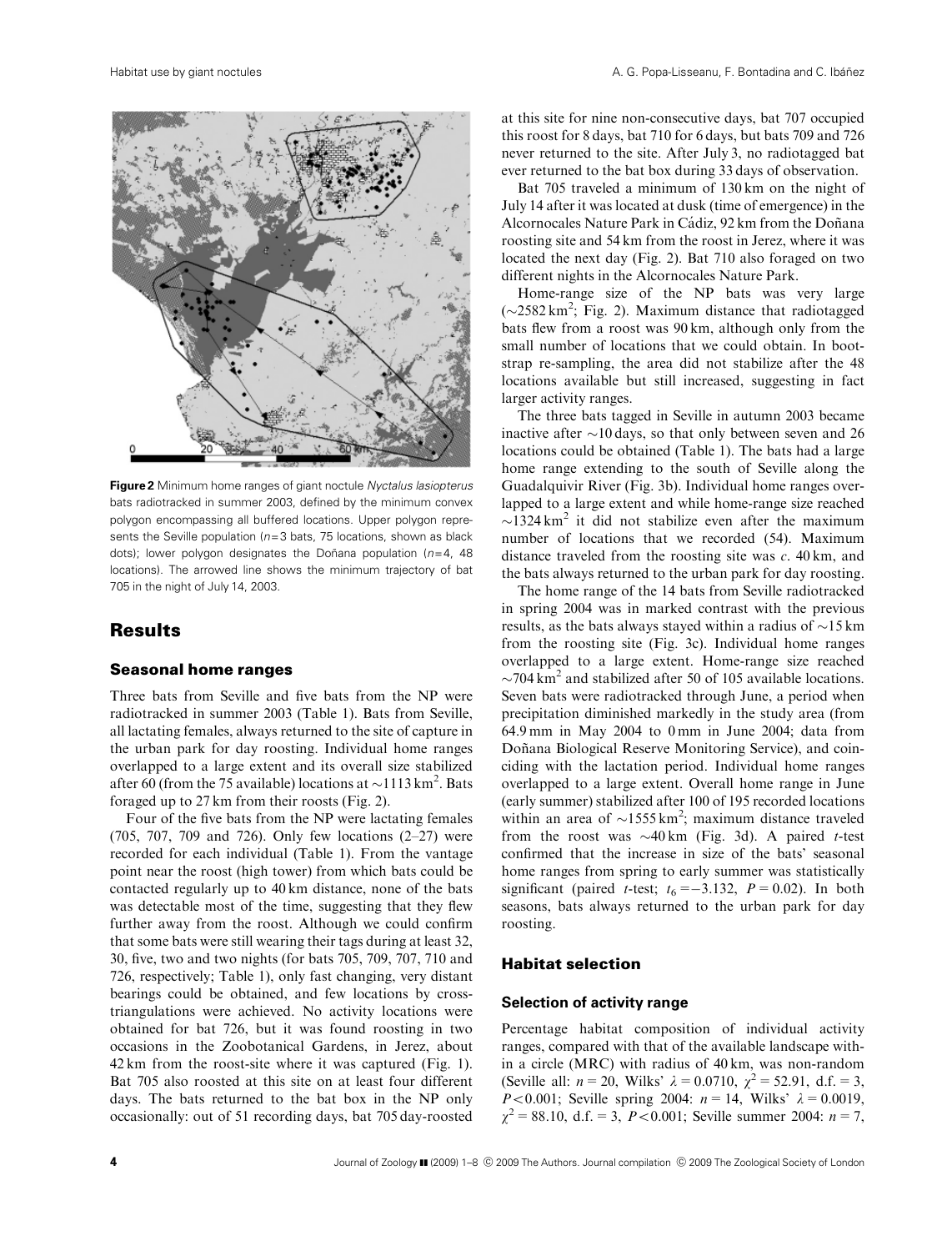**Figure 2** Minimum home ranges of giant noctule *Nyctalus lasiopterus* bats radiotracked in summer 2003, defined by the minimum convex polygon encompassing all buffered locations. Upper polygon represents the Seville population ($n=3$ bats, 75 locations, shown as black dots); lower polygon designates the Doñana population ($n=4$, 48 locations). The arrowed line shows the minimum trajectory of bat 705 in the night of July 14, 2003.

## Results

### Seasonal home ranges

Three bats from Seville and five bats from the NP were radiotracked in summer 2003 (Table 1). Bats from Seville, all lactating females, always returned to the site of capture in the urban park for day roosting. Individual home ranges overlapped to a large extent and its overall size stabilized after 60 (from the 75 available) locations at ~1113 km$^2$. Bats foraged up to 27 km from their roosts (Fig. 2).

Four of the five bats from the NP were lactating females (705, 707, 709 and 726). Only few locations (2–27) were recorded for each individual (Table 1). From the vantage point near the roost (high tower) from which bats could be contacted regularly up to 40 km distance, none of the bats was detectable most of the time, suggesting that they flew further away from the roost. Although we could confirm that some bats were still wearing their tags during at least 32, 30, five, two and two nights (for bats 705, 709, 707, 710 and 726, respectively; Table 1), only fast changing, very distant bearings could be obtained, and few locations by cross-triangulations were achieved. No activity locations were obtained for bat 726, but it was found roosting in two occasions in the Zoobotanical Gardens, in Jerez, about 42 km from the roost-site where it was captured (Fig. 1). Bat 705 also roosted at this site on at least four different days. The bats returned to the bat box in the NP only occasionally: out of 51 recording days, bat 705 day-roosted at this site for nine non-consecutive days, bat 707 occupied this roost for 8 days, bat 710 for 6 days, but bats 709 and 726 never returned to the site. After July 3, no radiotagged bat ever returned to the bat box during 33 days of observation.

Bat 705 traveled a minimum of 130 km on the night of July 14 after it was located at dusk (time of emergence) in the Alcornocales Nature Park in Cádiz, 92 km from the Doñana roosting site and 54 km from the roost in Jerez, where it was located the next day (Fig. 2). Bat 710 also foraged on two different nights in the Alcornocales Nature Park.

Home-range size of the NP bats was very large (~2582 km$^2$; Fig. 2). Maximum distance that radiotagged bats flew from a roost was 90 km, although only from the small number of locations that we could obtain. In bootstrap re-sampling, the area did not stabilize after the 48 locations available but still increased, suggesting in fact larger activity ranges.

The three bats tagged in Seville in autumn 2003 became inactive after ~10 days, so that only between seven and 26 locations could be obtained (Table 1). The bats had a large home range extending to the south of Seville along the Guadalquivir River (Fig. 3b). Individual home ranges overlapped to a large extent and while home-range size reached ~1324 km$^2$ it did not stabilize even after the maximum number of locations that we recorded (54). Maximum distance traveled from the roosting site was *c.* 40 km, and the bats always returned to the urban park for day roosting.

The home range of the 14 bats from Seville radiotracked in spring 2004 was in marked contrast with the previous results, as the bats always stayed within a radius of ~15 km from the roosting site (Fig. 3c). Individual home ranges overlapped to a large extent. Home-range size reached ~704 km$^2$ and stabilized after 50 of 105 available locations. Seven bats were radiotracked through June, a period when precipitation diminished markedly in the study area (from 64.9 mm in May 2004 to 0 mm in June 2004; data from Doñana Biological Reserve Monitoring Service), and coinciding with the lactation period. Individual home ranges overlapped to a large extent. Overall home range in June (early summer) stabilized after 100 of 195 recorded locations within an area of ~1555 km$^2$; maximum distance traveled from the roost was ~40 km (Fig. 3d). A paired *t*-test confirmed that the increase in size of the bats' seasonal home ranges from spring to early summer was statistically significant (paired *t*-test; $t_6=-3.132$, $P=0.02$). In both seasons, bats always returned to the urban park for day roosting.

### Habitat selection

#### Selection of activity range

Percentage habitat composition of individual activity ranges, compared with that of the available landscape within a circle (MRC) with radius of 40 km, was non-random (Seville all: $n=20$, Wilks' $\lambda=0.0710$, $\chi^2=52.91$, d.f. = 3, $P<0.001$; Seville spring 2004: $n=14$, Wilks' $\lambda=0.0019$, $\chi^2=88.10$, d.f. = 3, $P<0.001$; Seville summer 2004: $n=7$,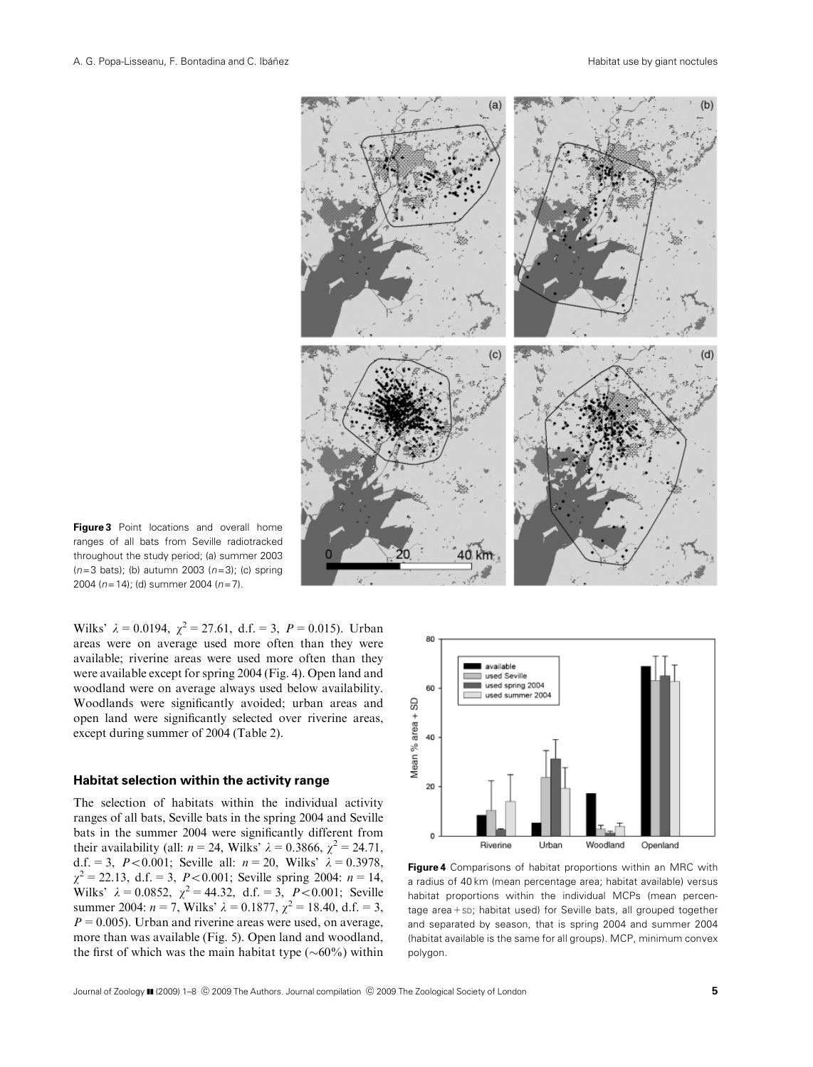**Figure 3** Point locations and overall home ranges of all bats from Seville radiotracked throughout the study period; (a) summer 2003 ($n$=3 bats); (b) autumn 2003 ($n$=3); (c) spring 2004 ($n$=14); (d) summer 2004 ($n$=7).

Wilks' $\lambda = 0.0194$, $\chi^2 = 27.61$, d.f. = 3, $P = 0.015$). Urban areas were on average used more often than they were available; riverine areas were used more often than they were available except for spring 2004 (Fig. 4). Open land and woodland were on average always used below availability. Woodlands were significantly avoided; urban areas and open land were significantly selected over riverine areas, except during summer of 2004 (Table 2).

### Habitat selection within the activity range

The selection of habitats within the individual activity ranges of all bats, Seville bats in the spring 2004 and Seville bats in the summer 2004 were significantly different from their availability (all: $n = 24$, Wilks' $\lambda = 0.3866$, $\chi^2 = 24.71$, d.f. = 3, $P < 0.001$; Seville all: $n = 20$, Wilks' $\lambda = 0.3978$, $\chi^2 = 22.13$, d.f. = 3, $P < 0.001$; Seville spring 2004: $n = 14$, Wilks' $\lambda = 0.0852$, $\chi^2 = 44.32$, d.f. = 3, $P < 0.001$; Seville summer 2004: $n = 7$, Wilks' $\lambda = 0.1877$, $\chi^2 = 18.40$, d.f. = 3, $P = 0.005$). Urban and riverine areas were used, on average, more than was available (Fig. 5). Open land and woodland, the first of which was the main habitat type (~60%) within

**Figure 4** Comparisons of habitat proportions within an MRC with a radius of 40 km (mean percentage area; habitat available) versus habitat proportions within the individual MCPs (mean percentage area + SD; habitat used) for Seville bats, all grouped together and separated by season, that is spring 2004 and summer 2004 (habitat available is the same for all groups). MCP, minimum convex polygon.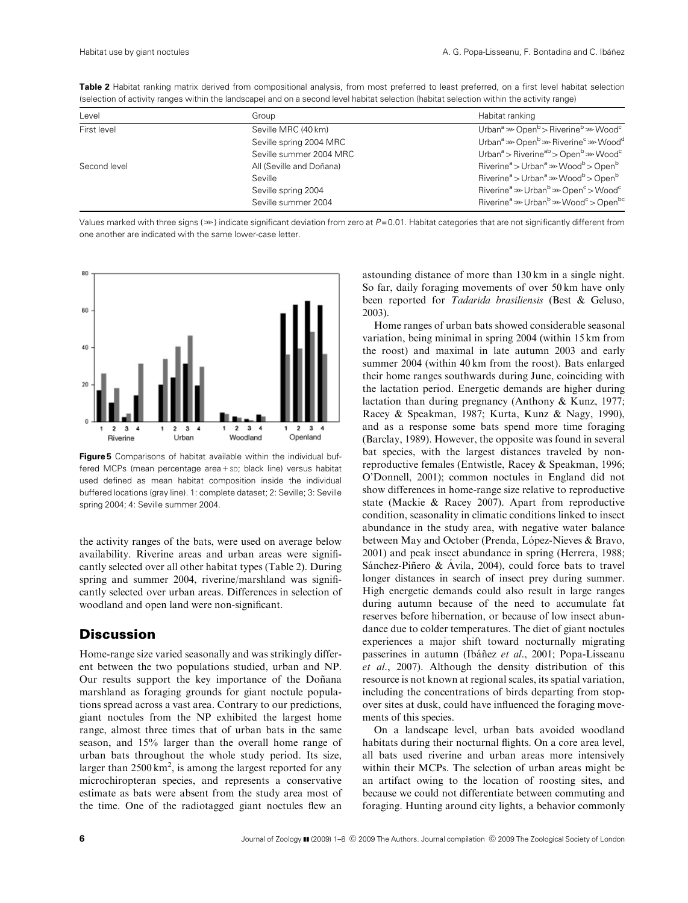**Table 2** Habitat ranking matrix derived from compositional analysis, from most preferred to least preferred, on a first level habitat selection (selection of activity ranges within the landscape) and on a second level habitat selection (habitat selection within the activity range)

| Level | Group | Habitat ranking |
|---|---|---|
| First level | Seville MRC (40 km) | Urban[a] ⋙ Open[b] > Riverine[b] ⋙ Wood[c] |
| | Seville spring 2004 MRC | Urban[a] ⋙ Open[b] ⋙ Riverine[c] ⋙ Wood[d] |
| | Seville summer 2004 MRC | Urban[a] > Riverine[ab] > Open[b] ⋙ Wood[c] |
| Second level | All (Seville and Doñana) | Riverine[a] > Urban[a] ⋙ Wood[b] > Open[b] |
| | Seville | Riverine[a] > Urban[a] ⋙ Wood[b] > Open[b] |
| | Seville spring 2004 | Riverine[a] ⋙ Urban[b] ⋙ Open[c] > Wood[c] |
| | Seville summer 2004 | Riverine[a] ⋙ Urban[b] ⋙ Wood[c] > Open[bc] |

Values marked with three signs (⋙) indicate significant deviation from zero at $P = 0.01$. Habitat categories that are not significantly different from one another are indicated with the same lower-case letter.

**Figure 5** Comparisons of habitat available within the individual buffered MCPs (mean percentage area + SD; black line) versus habitat used defined as mean habitat composition inside the individual buffered locations (gray line). 1: complete dataset; 2: Seville; 3: Seville spring 2004; 4: Seville summer 2004.

the activity ranges of the bats, were used on average below availability. Riverine areas and urban areas were significantly selected over all other habitat types (Table 2). During spring and summer 2004, riverine/marshland was significantly selected over urban areas. Differences in selection of woodland and open land were non-significant.

## Discussion

Home-range size varied seasonally and was strikingly different between the two populations studied, urban and NP. Our results support the key importance of the Doñana marshland as foraging grounds for giant noctule populations spread across a vast area. Contrary to our predictions, giant noctules from the NP exhibited the largest home range, almost three times that of urban bats in the same season, and 15% larger than the overall home range of urban bats throughout the whole study period. Its size, larger than 2500 km$^2$, is among the largest reported for any microchiropteran species, and represents a conservative estimate as bats were absent from the study area most of the time. One of the radiotagged giant noctules flew an astounding distance of more than 130 km in a single night. So far, daily foraging movements of over 50 km have only been reported for *Tadarida brasiliensis* (Best & Geluso, 2003).

Home ranges of urban bats showed considerable seasonal variation, being minimal in spring 2004 (within 15 km from the roost) and maximal in late autumn 2003 and early summer 2004 (within 40 km from the roost). Bats enlarged their home ranges southwards during June, coinciding with the lactation period. Energetic demands are higher during lactation than during pregnancy (Anthony & Kunz, 1977; Racey & Speakman, 1987; Kurta, Kunz & Nagy, 1990), and as a response some bats spend more time foraging (Barclay, 1989). However, the opposite was found in several bat species, with the largest distances traveled by non-reproductive females (Entwistle, Racey & Speakman, 1996; O'Donnell, 2001); common noctules in England did not show differences in home-range size relative to reproductive state (Mackie & Racey 2007). Apart from reproductive condition, seasonality in climatic conditions linked to insect abundance in the study area, with negative water balance between May and October (Prenda, López-Nieves & Bravo, 2001) and peak insect abundance in spring (Herrera, 1988; Sánchez-Piñero & Ávila, 2004), could force bats to travel longer distances in search of insect prey during summer. High energetic demands could also result in large ranges during autumn because of the need to accumulate fat reserves before hibernation, or because of low insect abundance due to colder temperatures. The diet of giant noctules experiences a major shift toward nocturnally migrating passerines in autumn (Ibáñez *et al*., 2001; Popa-Lisseanu *et al*., 2007). Although the density distribution of this resource is not known at regional scales, its spatial variation, including the concentrations of birds departing from stopover sites at dusk, could have influenced the foraging movements of this species.

On a landscape level, urban bats avoided woodland habitats during their nocturnal flights. On a core area level, all bats used riverine and urban areas more intensively within their MCPs. The selection of urban areas might be an artifact owing to the location of roosting sites, and because we could not differentiate between commuting and foraging. Hunting around city lights, a behavior commonly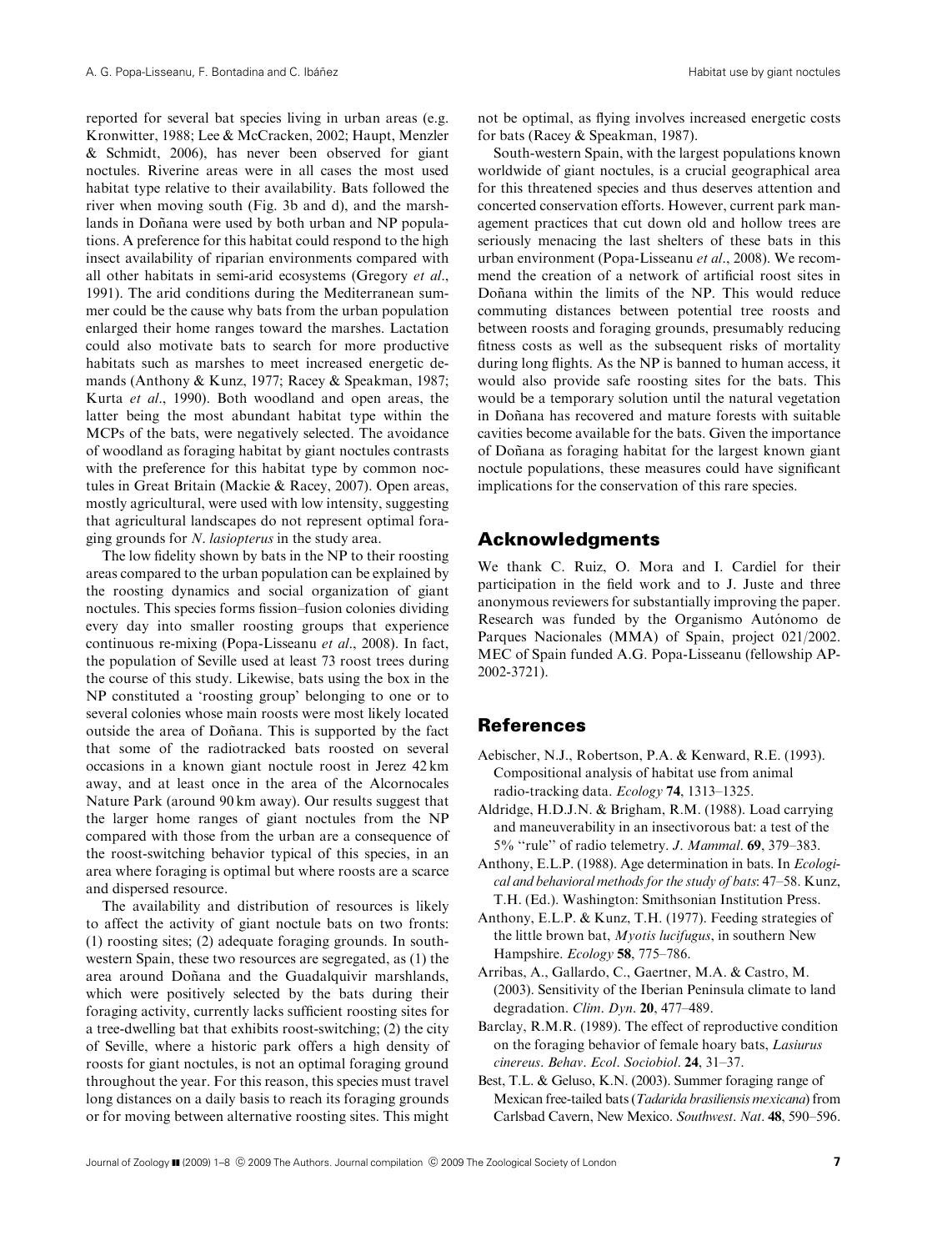reported for several bat species living in urban areas (e.g. Kronwitter, 1988; Lee & McCracken, 2002; Haupt, Menzler & Schmidt, 2006), has never been observed for giant noctules. Riverine areas were in all cases the most used habitat type relative to their availability. Bats followed the river when moving south (Fig. 3b and d), and the marshlands in Doñana were used by both urban and NP populations. A preference for this habitat could respond to the high insect availability of riparian environments compared with all other habitats in semi-arid ecosystems (Gregory *et al*., 1991). The arid conditions during the Mediterranean summer could be the cause why bats from the urban population enlarged their home ranges toward the marshes. Lactation could also motivate bats to search for more productive habitats such as marshes to meet increased energetic demands (Anthony & Kunz, 1977; Racey & Speakman, 1987; Kurta *et al*., 1990). Both woodland and open areas, the latter being the most abundant habitat type within the MCPs of the bats, were negatively selected. The avoidance of woodland as foraging habitat by giant noctules contrasts with the preference for this habitat type by common noctules in Great Britain (Mackie & Racey, 2007). Open areas, mostly agricultural, were used with low intensity, suggesting that agricultural landscapes do not represent optimal foraging grounds for *N. lasiopterus* in the study area.

The low fidelity shown by bats in the NP to their roosting areas compared to the urban population can be explained by the roosting dynamics and social organization of giant noctules. This species forms fission–fusion colonies dividing every day into smaller roosting groups that experience continuous re-mixing (Popa-Lisseanu *et al*., 2008). In fact, the population of Seville used at least 73 roost trees during the course of this study. Likewise, bats using the box in the NP constituted a 'roosting group' belonging to one or to several colonies whose main roosts were most likely located outside the area of Doñana. This is supported by the fact that some of the radiotracked bats roosted on several occasions in a known giant noctule roost in Jerez 42 km away, and at least once in the area of the Alcornocales Nature Park (around 90 km away). Our results suggest that the larger home ranges of giant noctules from the NP compared with those from the urban are a consequence of the roost-switching behavior typical of this species, in an area where foraging is optimal but where roosts are a scarce and dispersed resource.

The availability and distribution of resources is likely to affect the activity of giant noctule bats on two fronts: (1) roosting sites; (2) adequate foraging grounds. In south-western Spain, these two resources are segregated, as (1) the area around Doñana and the Guadalquivir marshlands, which were positively selected by the bats during their foraging activity, currently lacks sufficient roosting sites for a tree-dwelling bat that exhibits roost-switching; (2) the city of Seville, where a historic park offers a high density of roosts for giant noctules, is not an optimal foraging ground throughout the year. For this reason, this species must travel long distances on a daily basis to reach its foraging grounds or for moving between alternative roosting sites. This might not be optimal, as flying involves increased energetic costs for bats (Racey & Speakman, 1987).

South-western Spain, with the largest populations known worldwide of giant noctules, is a crucial geographical area for this threatened species and thus deserves attention and concerted conservation efforts. However, current park management practices that cut down old and hollow trees are seriously menacing the last shelters of these bats in this urban environment (Popa-Lisseanu *et al*., 2008). We recommend the creation of a network of artificial roost sites in Doñana within the limits of the NP. This would reduce commuting distances between potential tree roosts and between roosts and foraging grounds, presumably reducing fitness costs as well as the subsequent risks of mortality during long flights. As the NP is banned to human access, it would also provide safe roosting sites for the bats. This would be a temporary solution until the natural vegetation in Doñana has recovered and mature forests with suitable cavities become available for the bats. Given the importance of Doñana as foraging habitat for the largest known giant noctule populations, these measures could have significant implications for the conservation of this rare species.

## Acknowledgments

We thank C. Ruiz, O. Mora and I. Cardiel for their participation in the field work and to J. Juste and three anonymous reviewers for substantially improving the paper. Research was funded by the Organismo Autónomo de Parques Nacionales (MMA) of Spain, project 021/2002. MEC of Spain funded A.G. Popa-Lisseanu (fellowship AP-2002-3721).

## References

Aebischer, N.J., Robertson, P.A. & Kenward, R.E. (1993). Compositional analysis of habitat use from animal radio-tracking data. *Ecology* **74**, 1313–1325.

Aldridge, H.D.J.N. & Brigham, R.M. (1988). Load carrying and maneuverability in an insectivorous bat: a test of the 5% "rule" of radio telemetry. *J. Mammal*. **69**, 379–383.

Anthony, E.L.P. (1988). Age determination in bats. In *Ecological and behavioral methods for the study of bats*: 47–58. Kunz, T.H. (Ed.). Washington: Smithsonian Institution Press.

Anthony, E.L.P. & Kunz, T.H. (1977). Feeding strategies of the little brown bat, *Myotis lucifugus*, in southern New Hampshire. *Ecology* **58**, 775–786.

Arribas, A., Gallardo, C., Gaertner, M.A. & Castro, M. (2003). Sensitivity of the Iberian Peninsula climate to land degradation. *Clim. Dyn*. **20**, 477–489.

Barclay, R.M.R. (1989). The effect of reproductive condition on the foraging behavior of female hoary bats, *Lasiurus cinereus*. *Behav. Ecol. Sociobiol*. **24**, 31–37.

Best, T.L. & Geluso, K.N. (2003). Summer foraging range of Mexican free-tailed bats (*Tadarida brasiliensis mexicana*) from Carlsbad Cavern, New Mexico. *Southwest. Nat*. **48**, 590–596.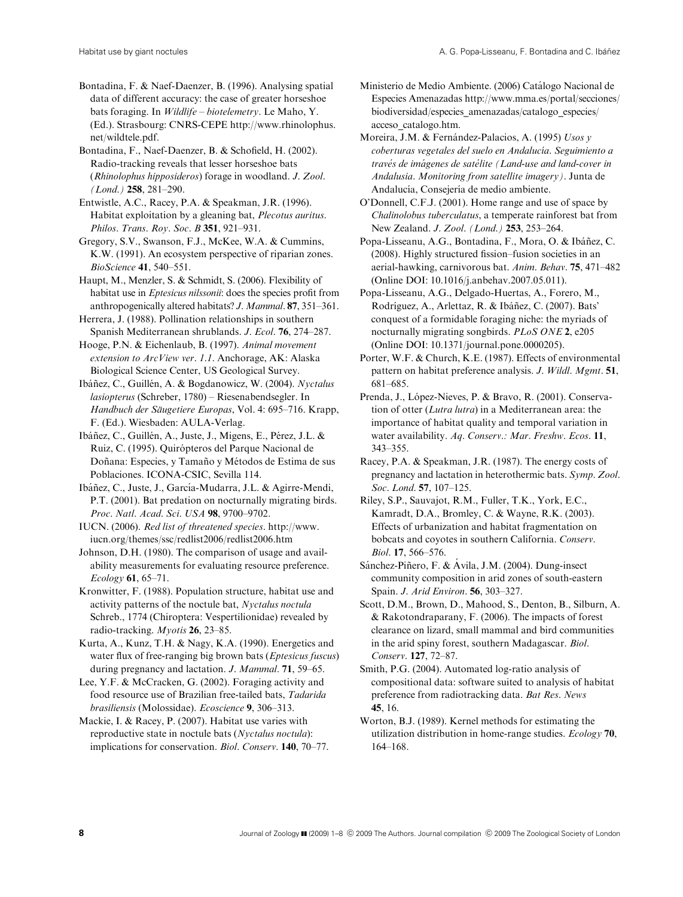Bontadina, F. & Naef-Daenzer, B. (1996). Analysing spatial data of different accuracy: the case of greater horseshoe bats foraging. In *Wildlife – biotelemetry*. Le Maho, Y. (Ed.). Strasbourg: CNRS-CEPE http://www.rhinolophus.net/wildtele.pdf.

Bontadina, F., Naef-Daenzer, B. & Schofield, H. (2002). Radio-tracking reveals that lesser horseshoe bats (*Rhinolophus hipposideros*) forage in woodland. *J. Zool. (Lond.)* **258**, 281–290.

Entwistle, A.C., Racey, P.A. & Speakman, J.R. (1996). Habitat exploitation by a gleaning bat, *Plecotus auritus*. *Philos. Trans. Roy. Soc. B* **351**, 921–931.

Gregory, S.V., Swanson, F.J., McKee, W.A. & Cummins, K.W. (1991). An ecosystem perspective of riparian zones. *BioScience* **41**, 540–551.

Haupt, M., Menzler, S. & Schmidt, S. (2006). Flexibility of habitat use in *Eptesicus nilssonii*: does the species profit from anthropogenically altered habitats? *J. Mammal.* **87**, 351–361.

Herrera, J. (1988). Pollination relationships in southern Spanish Mediterranean shrublands. *J. Ecol.* **76**, 274–287.

Hooge, P.N. & Eichenlaub, B. (1997). *Animal movement extension to ArcView ver. 1.1*. Anchorage, AK: Alaska Biological Science Center, US Geological Survey.

Ibáñez, C., Guillén, A. & Bogdanowicz, W. (2004). *Nyctalus lasiopterus* (Schreber, 1780) – Riesenabendsegler. In *Handbuch der Säugetiere Europas*, Vol. 4: 695–716. Krapp, F. (Ed.). Wiesbaden: AULA-Verlag.

Ibáñez, C., Guillén, A., Juste, J., Migens, E., Pérez, J.L. & Ruiz, C. (1995). Quirópteros del Parque Nacional de Doñana: Especies, y Tamaño y Métodos de Estima de sus Poblaciones. ICONA-CSIC, Sevilla 114.

Ibáñez, C., Juste, J., García-Mudarra, J.L. & Agirre-Mendi, P.T. (2001). Bat predation on nocturnally migrating birds. *Proc. Natl. Acad. Sci. USA* **98**, 9700–9702.

IUCN. (2006). *Red list of threatened species*. http://www.iucn.org/themes/ssc/redlist2006/redlist2006.htm

Johnson, D.H. (1980). The comparison of usage and availability measurements for evaluating resource preference. *Ecology* **61**, 65–71.

Kronwitter, F. (1988). Population structure, habitat use and activity patterns of the noctule bat, *Nyctalus noctula* Schreb., 1774 (Chiroptera: Vespertilionidae) revealed by radio-tracking. *Myotis* **26**, 23–85.

Kurta, A., Kunz, T.H. & Nagy, K.A. (1990). Energetics and water flux of free-ranging big brown bats (*Eptesicus fuscus*) during pregnancy and lactation. *J. Mammal.* **71**, 59–65.

Lee, Y.F. & McCracken, G. (2002). Foraging activity and food resource use of Brazilian free-tailed bats, *Tadarida brasiliensis* (Molossidae). *Ecoscience* **9**, 306–313.

Mackie, I. & Racey, P. (2007). Habitat use varies with reproductive state in noctule bats (*Nyctalus noctula*): implications for conservation. *Biol. Conserv.* **140**, 70–77.

Ministerio de Medio Ambiente. (2006) Catálogo Nacional de Especies Amenazadas http://www.mma.es/portal/secciones/biodiversidad/especies_amenazadas/catalogo_especies/acceso_catalogo.htm.

Moreira, J.M. & Fernández-Palacios, A. (1995) *Usos y coberturas vegetales del suelo en Andalucía. Seguimiento a través de imágenes de satélite (Land-use and land-cover in Andalusia. Monitoring from satellite imagery)*. Junta de Andalucía, Consejería de medio ambiente.

O'Donnell, C.F.J. (2001). Home range and use of space by *Chalinolobus tuberculatus*, a temperate rainforest bat from New Zealand. *J. Zool. (Lond.)* **253**, 253–264.

Popa-Lisseanu, A.G., Bontadina, F., Mora, O. & Ibáñez, C. (2008). Highly structured fission–fusion societies in an aerial-hawking, carnivorous bat. *Anim. Behav.* **75**, 471–482 (Online DOI: 10.1016/j.anbehav.2007.05.011).

Popa-Lisseanu, A.G., Delgado-Huertas, A., Forero, M., Rodríguez, A., Arlettaz, R. & Ibáñez, C. (2007). Bats' conquest of a formidable foraging niche: the myriads of nocturnally migrating songbirds. *PLoS ONE* **2**, e205 (Online DOI: 10.1371/journal.pone.0000205).

Porter, W.F. & Church, K.E. (1987). Effects of environmental pattern on habitat preference analysis. *J. Wildl. Mgmt.* **51**, 681–685.

Prenda, J., López-Nieves, P. & Bravo, R. (2001). Conservation of otter (*Lutra lutra*) in a Mediterranean area: the importance of habitat quality and temporal variation in water availability. *Aq. Conserv.: Mar. Freshw. Ecos.* **11**, 343–355.

Racey, P.A. & Speakman, J.R. (1987). The energy costs of pregnancy and lactation in heterothermic bats. *Symp. Zool. Soc. Lond.* **57**, 107–125.

Riley, S.P., Sauvajot, R.M., Fuller, T.K., York, E.C., Kamradt, D.A., Bromley, C. & Wayne, R.K. (2003). Effects of urbanization and habitat fragmentation on bobcats and coyotes in southern California. *Conserv. Biol.* **17**, 566–576.

Sánchez-Piñero, F. & Ávila, J.M. (2004). Dung-insect community composition in arid zones of south-eastern Spain. *J. Arid Environ.* **56**, 303–327.

Scott, D.M., Brown, D., Mahood, S., Denton, B., Silburn, A. & Rakotondraparany, F. (2006). The impacts of forest clearance on lizard, small mammal and bird communities in the arid spiny forest, southern Madagascar. *Biol. Conserv.* **127**, 72–87.

Smith, P.G. (2004). Automated log-ratio analysis of compositional data: software suited to analysis of habitat preference from radiotracking data. *Bat Res. News* **45**, 16.

Worton, B.J. (1989). Kernel methods for estimating the utilization distribution in home-range studies. *Ecology* **70**, 164–168.